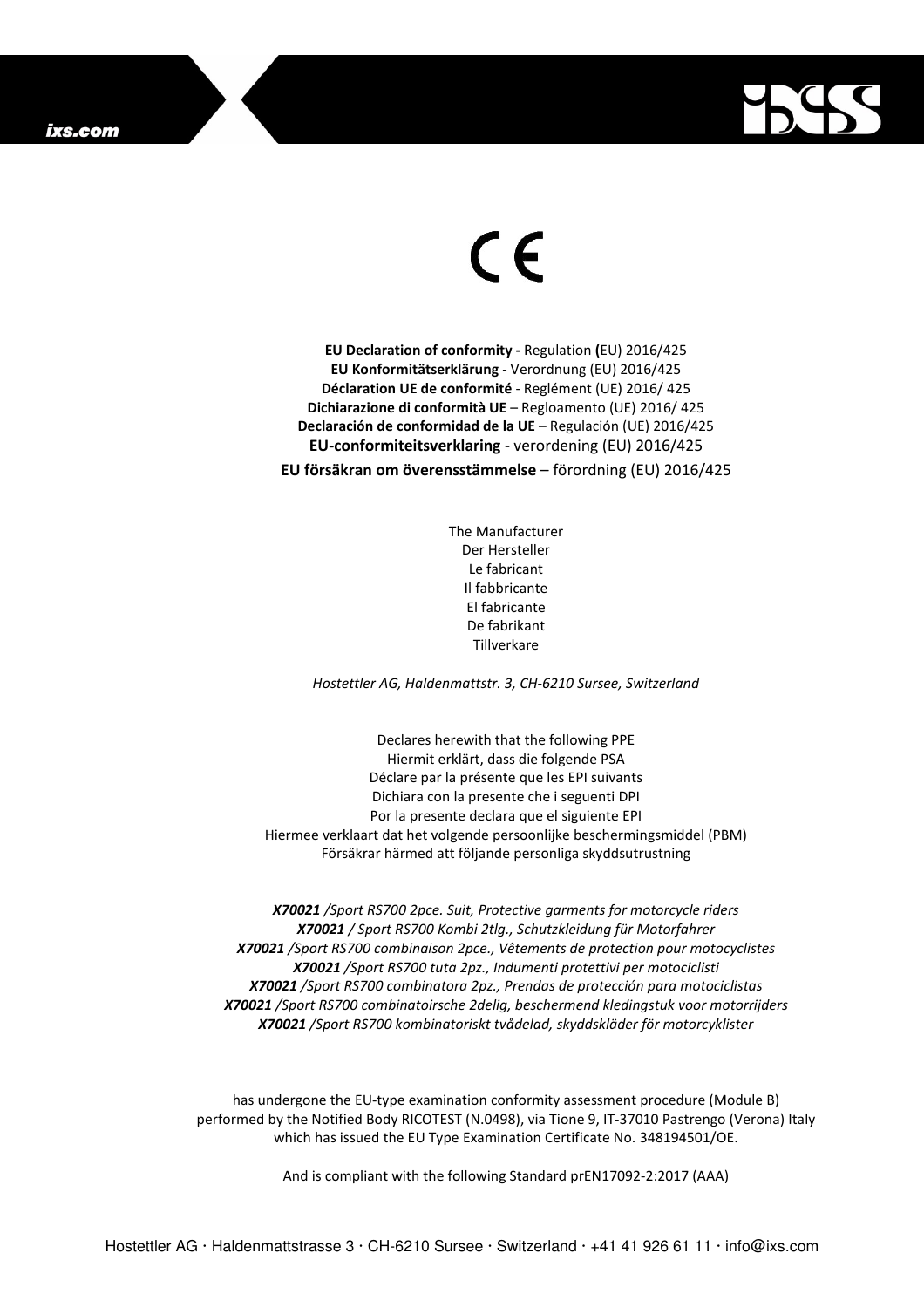CE

**EU Declaration of conformity -** Regulation **(**EU) 2016/425
**EU Konformitätserklärung** - Verordnung (EU) 2016/425
**Déclaration UE de conformité** - Reglément (UE) 2016/ 425
**Dichiarazione di conformità UE** – Regloamento (UE) 2016/ 425
**Declaración de conformidad de la UE** – Regulación (UE) 2016/425
**EU-conformiteitsverklaring** - verordening (EU) 2016/425
**EU försäkran om överensstämmelse** – förordning (EU) 2016/425

The Manufacturer
Der Hersteller
Le fabricant
Il fabbricante
El fabricante
De fabrikant
Tillverkare

*Hostettler AG, Haldenmattstr. 3, CH-6210 Sursee, Switzerland*

Declares herewith that the following PPE
Hiermit erklärt, dass die folgende PSA
Déclare par la présente que les EPI suivants
Dichiara con la presente che i seguenti DPI
Por la presente declara que el siguiente EPI
Hiermee verklaart dat het volgende persoonlijke beschermingsmiddel (PBM)
Försäkrar härmed att följande personliga skyddsutrustning

***X70021*** */Sport RS700 2pce. Suit, Protective garments for motorcycle riders*
***X70021*** */ Sport RS700 Kombi 2tlg., Schutzkleidung für Motorfahrer*
***X70021*** */Sport RS700 combinaison 2pce., Vêtements de protection pour motocyclistes*
***X70021*** */Sport RS700 tuta 2pz., Indumenti protettivi per motociclisti*
***X70021*** */Sport RS700 combinatora 2pz., Prendas de protección para motociclistas*
***X70021*** */Sport RS700 combinatoirsche 2delig, beschermend kledingstuk voor motorrijders*
***X70021*** */Sport RS700 kombinatoriskt tvådelad, skyddskläder för motorcyklister*

has undergone the EU-type examination conformity assessment procedure (Module B) performed by the Notified Body RICOTEST (N.0498), via Tione 9, IT-37010 Pastrengo (Verona) Italy which has issued the EU Type Examination Certificate No. 348194501/OE.

And is compliant with the following Standard prEN17092-2:2017 (AAA)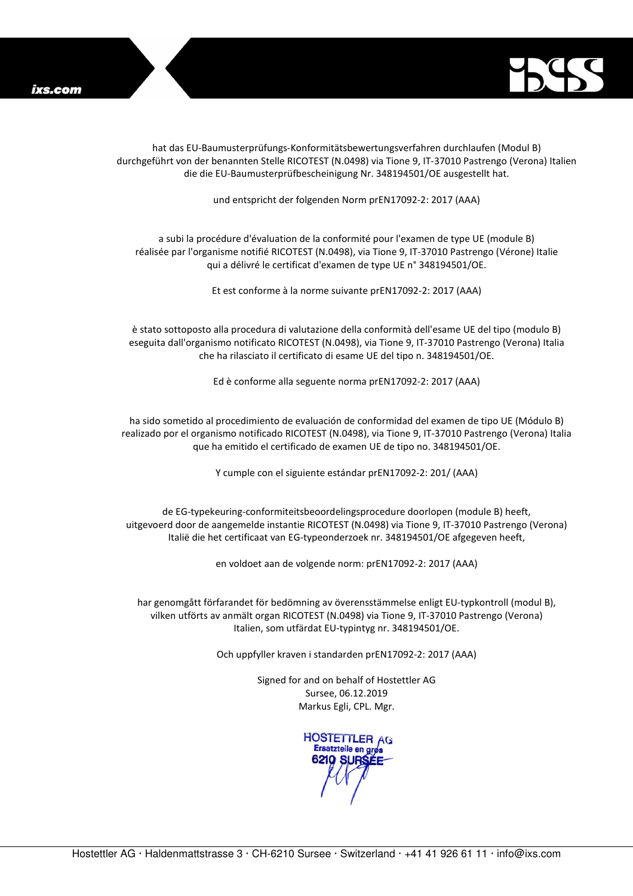hat das EU-Baumusterprüfungs-Konformitätsbewertungsverfahren durchlaufen (Modul B) durchgeführt von der benannten Stelle RICOTEST (N.0498) via Tione 9, IT-37010 Pastrengo (Verona) Italien die die EU-Baumusterprüfbescheinigung Nr. 348194501/OE ausgestellt hat.

und entspricht der folgenden Norm prEN17092-2: 2017 (AAA)

a subi la procédure d'évaluation de la conformité pour l'examen de type UE (module B) réalisée par l'organisme notifié RICOTEST (N.0498), via Tione 9, IT-37010 Pastrengo (Vérone) Italie qui a délivré le certificat d'examen de type UE n° 348194501/OE.

Et est conforme à la norme suivante prEN17092-2: 2017 (AAA)

è stato sottoposto alla procedura di valutazione della conformità dell'esame UE del tipo (modulo B) eseguita dall'organismo notificato RICOTEST (N.0498), via Tione 9, IT-37010 Pastrengo (Verona) Italia che ha rilasciato il certificato di esame UE del tipo n. 348194501/OE.

Ed è conforme alla seguente norma prEN17092-2: 2017 (AAA)

ha sido sometido al procedimiento de evaluación de conformidad del examen de tipo UE (Módulo B) realizado por el organismo notificado RICOTEST (N.0498), via Tione 9, IT-37010 Pastrengo (Verona) Italia que ha emitido el certificado de examen UE de tipo no. 348194501/OE.

Y cumple con el siguiente estándar prEN17092-2: 201/ (AAA)

de EG-typekeuring-conformiteitsbeoordelingsprocedure doorlopen (module B) heeft, uitgevoerd door de aangemelde instantie RICOTEST (N.0498) via Tione 9, IT-37010 Pastrengo (Verona) Italië die het certificaat van EG-typeonderzoek nr. 348194501/OE afgegeven heeft,

en voldoet aan de volgende norm: prEN17092-2: 2017 (AAA)

har genomgått förfarandet för bedömning av överensstämmelse enligt EU-typkontroll (modul B), vilken utförts av anmält organ RICOTEST (N.0498) via Tione 9, IT-37010 Pastrengo (Verona) Italien, som utfärdat EU-typintyg nr. 348194501/OE.

Och uppfyller kraven i standarden prEN17092-2: 2017 (AAA)

Signed for and on behalf of Hostettler AG
Sursee, 06.12.2019
Markus Egli, CPL. Mgr.

HOSTETTLER AG
Ersatzteile en gros
6210 SURSEE